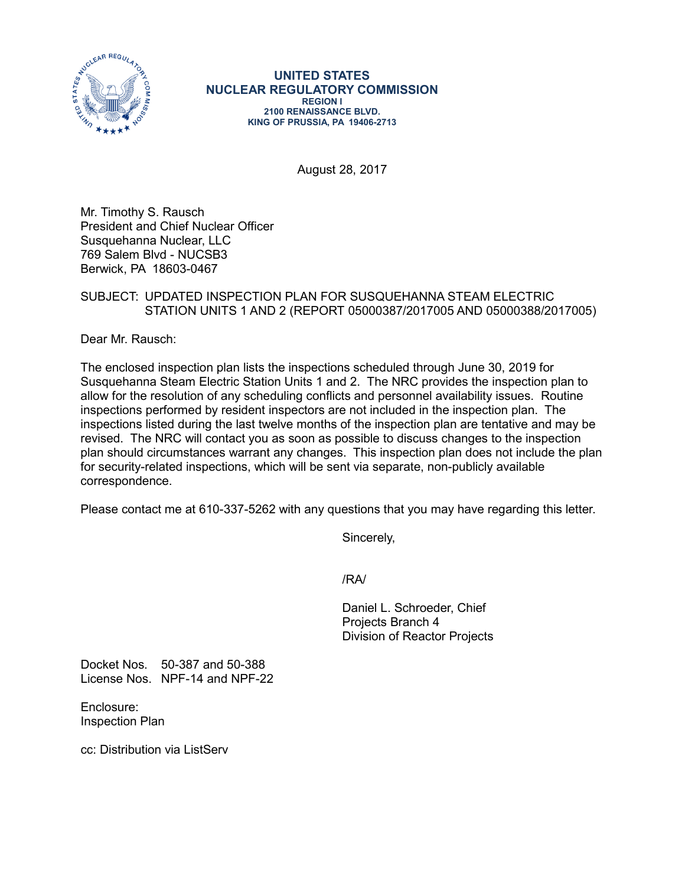**UNITED STATES**
**NUCLEAR REGULATORY COMMISSION**
**REGION I**
**2100 RENAISSANCE BLVD.**
**KING OF PRUSSIA, PA 19406-2713**

August 28, 2017

Mr. Timothy S. Rausch
President and Chief Nuclear Officer
Susquehanna Nuclear, LLC
769 Salem Blvd - NUCSB3
Berwick, PA 18603-0467

SUBJECT: UPDATED INSPECTION PLAN FOR SUSQUEHANNA STEAM ELECTRIC STATION UNITS 1 AND 2 (REPORT 05000387/2017005 AND 05000388/2017005)

Dear Mr. Rausch:

The enclosed inspection plan lists the inspections scheduled through June 30, 2019 for Susquehanna Steam Electric Station Units 1 and 2. The NRC provides the inspection plan to allow for the resolution of any scheduling conflicts and personnel availability issues. Routine inspections performed by resident inspectors are not included in the inspection plan. The inspections listed during the last twelve months of the inspection plan are tentative and may be revised. The NRC will contact you as soon as possible to discuss changes to the inspection plan should circumstances warrant any changes. This inspection plan does not include the plan for security-related inspections, which will be sent via separate, non-publicly available correspondence.

Please contact me at 610-337-5262 with any questions that you may have regarding this letter.

Sincerely,

/RA/

Daniel L. Schroeder, Chief
Projects Branch 4
Division of Reactor Projects

Docket Nos. 50-387 and 50-388
License Nos. NPF-14 and NPF-22

Enclosure:
Inspection Plan

cc: Distribution via ListServ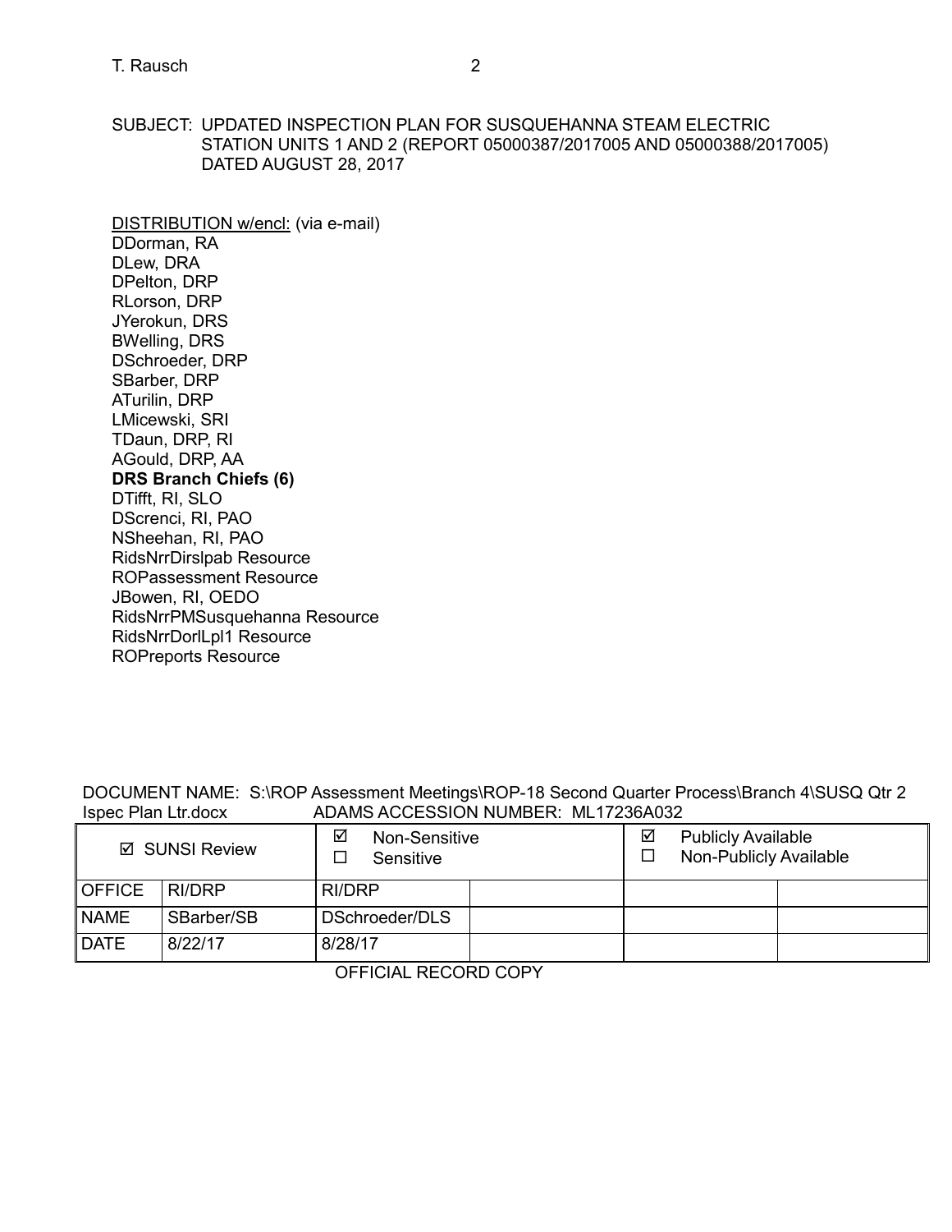SUBJECT: UPDATED INSPECTION PLAN FOR SUSQUEHANNA STEAM ELECTRIC STATION UNITS 1 AND 2 (REPORT 05000387/2017005 AND 05000388/2017005) DATED AUGUST 28, 2017

DISTRIBUTION w/encl: (via e-mail)
DDorman, RA
DLew, DRA
DPelton, DRP
RLorson, DRP
JYerokun, DRS
BWelling, DRS
DSchroeder, DRP
SBarber, DRP
ATurilin, DRP
LMicewski, SRI
TDaun, DRP, RI
AGould, DRP, AA
**DRS Branch Chiefs (6)**
DTifft, RI, SLO
DScrenci, RI, PAO
NSheehan, RI, PAO
RidsNrrDirslpab Resource
ROPassessment Resource
JBowen, RI, OEDO
RidsNrrPMSusquehanna Resource
RidsNrrDorlLpl1 Resource
ROPreports Resource

DOCUMENT NAME: S:\ROP Assessment Meetings\ROP-18 Second Quarter Process\Branch 4\SUSQ Qtr 2 Ispec Plan Ltr.docx ADAMS ACCESSION NUMBER: ML17236A032

| ☑ SUNSI Review | | ☑ Non-Sensitive ☐ Sensitive | | ☑ Publicly Available ☐ Non-Publicly Available | |
|---|---|---|---|---|---|
| OFFICE | RI/DRP | RI/DRP | | | |
| NAME | SBarber/SB | DSchroeder/DLS | | | |
| DATE | 8/22/17 | 8/28/17 | | | |

OFFICIAL RECORD COPY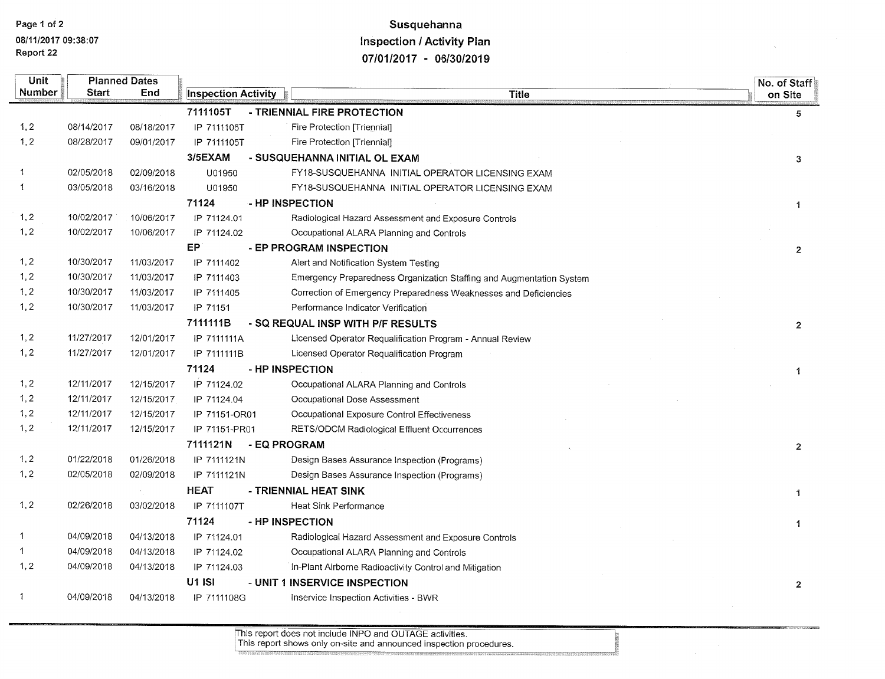# Susquehanna
## Inspection / Activity Plan
### 07/01/2017 - 06/30/2019

08/11/2017 09:38:07
Report 22

| Unit Number | Planned Dates Start | Planned Dates End | Inspection Activity | Title | No. of Staff on Site |
|---|---|---|---|---|---|
| | | | **7111105T** | **- TRIENNIAL FIRE PROTECTION** | 5 |
| 1, 2 | 08/14/2017 | 08/18/2017 | IP 7111105T | Fire Protection [Triennial] | |
| 1, 2 | 08/28/2017 | 09/01/2017 | IP 7111105T | Fire Protection [Triennial] | |
| | | | **3/5EXAM** | **- SUSQUEHANNA INITIAL OL EXAM** | 3 |
| 1 | 02/05/2018 | 02/09/2018 | U01950 | FY18-SUSQUEHANNA INITIAL OPERATOR LICENSING EXAM | |
| 1 | 03/05/2018 | 03/16/2018 | U01950 | FY18-SUSQUEHANNA INITIAL OPERATOR LICENSING EXAM | |
| | | | **71124** | **- HP INSPECTION** | 1 |
| 1, 2 | 10/02/2017 | 10/06/2017 | IP 71124.01 | Radiological Hazard Assessment and Exposure Controls | |
| 1, 2 | 10/02/2017 | 10/06/2017 | IP 71124.02 | Occupational ALARA Planning and Controls | |
| | | | **EP** | **- EP PROGRAM INSPECTION** | 2 |
| 1, 2 | 10/30/2017 | 11/03/2017 | IP 7111402 | Alert and Notification System Testing | |
| 1, 2 | 10/30/2017 | 11/03/2017 | IP 7111403 | Emergency Preparedness Organization Staffing and Augmentation System | |
| 1, 2 | 10/30/2017 | 11/03/2017 | IP 7111405 | Correction of Emergency Preparedness Weaknesses and Deficiencies | |
| 1, 2 | 10/30/2017 | 11/03/2017 | IP 71151 | Performance Indicator Verification | |
| | | | **7111111B** | **- SQ REQUAL INSP WITH P/F RESULTS** | 2 |
| 1, 2 | 11/27/2017 | 12/01/2017 | IP 7111111A | Licensed Operator Requalification Program - Annual Review | |
| 1, 2 | 11/27/2017 | 12/01/2017 | IP 7111111B | Licensed Operator Requalification Program | |
| | | | **71124** | **- HP INSPECTION** | 1 |
| 1, 2 | 12/11/2017 | 12/15/2017 | IP 71124.02 | Occupational ALARA Planning and Controls | |
| 1, 2 | 12/11/2017 | 12/15/2017 | IP 71124.04 | Occupational Dose Assessment | |
| 1, 2 | 12/11/2017 | 12/15/2017 | IP 71151-OR01 | Occupational Exposure Control Effectiveness | |
| 1, 2 | 12/11/2017 | 12/15/2017 | IP 71151-PR01 | RETS/ODCM Radiological Effluent Occurrences | |
| | | | **7111121N** | **- EQ PROGRAM** | 2 |
| 1, 2 | 01/22/2018 | 01/26/2018 | IP 7111121N | Design Bases Assurance Inspection (Programs) | |
| 1, 2 | 02/05/2018 | 02/09/2018 | IP 7111121N | Design Bases Assurance Inspection (Programs) | |
| | | | **HEAT** | **- TRIENNIAL HEAT SINK** | 1 |
| 1, 2 | 02/26/2018 | 03/02/2018 | IP 7111107T | Heat Sink Performance | |
| | | | **71124** | **- HP INSPECTION** | 1 |
| 1 | 04/09/2018 | 04/13/2018 | IP 71124.01 | Radiological Hazard Assessment and Exposure Controls | |
| 1 | 04/09/2018 | 04/13/2018 | IP 71124.02 | Occupational ALARA Planning and Controls | |
| 1, 2 | 04/09/2018 | 04/13/2018 | IP 71124.03 | In-Plant Airborne Radioactivity Control and Mitigation | |
| | | | **U1 ISI** | **- UNIT 1 INSERVICE INSPECTION** | 2 |
| 1 | 04/09/2018 | 04/13/2018 | IP 7111108G | Inservice Inspection Activities - BWR | |

This report does not include INPO and OUTAGE activities.
This report shows only on-site and announced inspection procedures.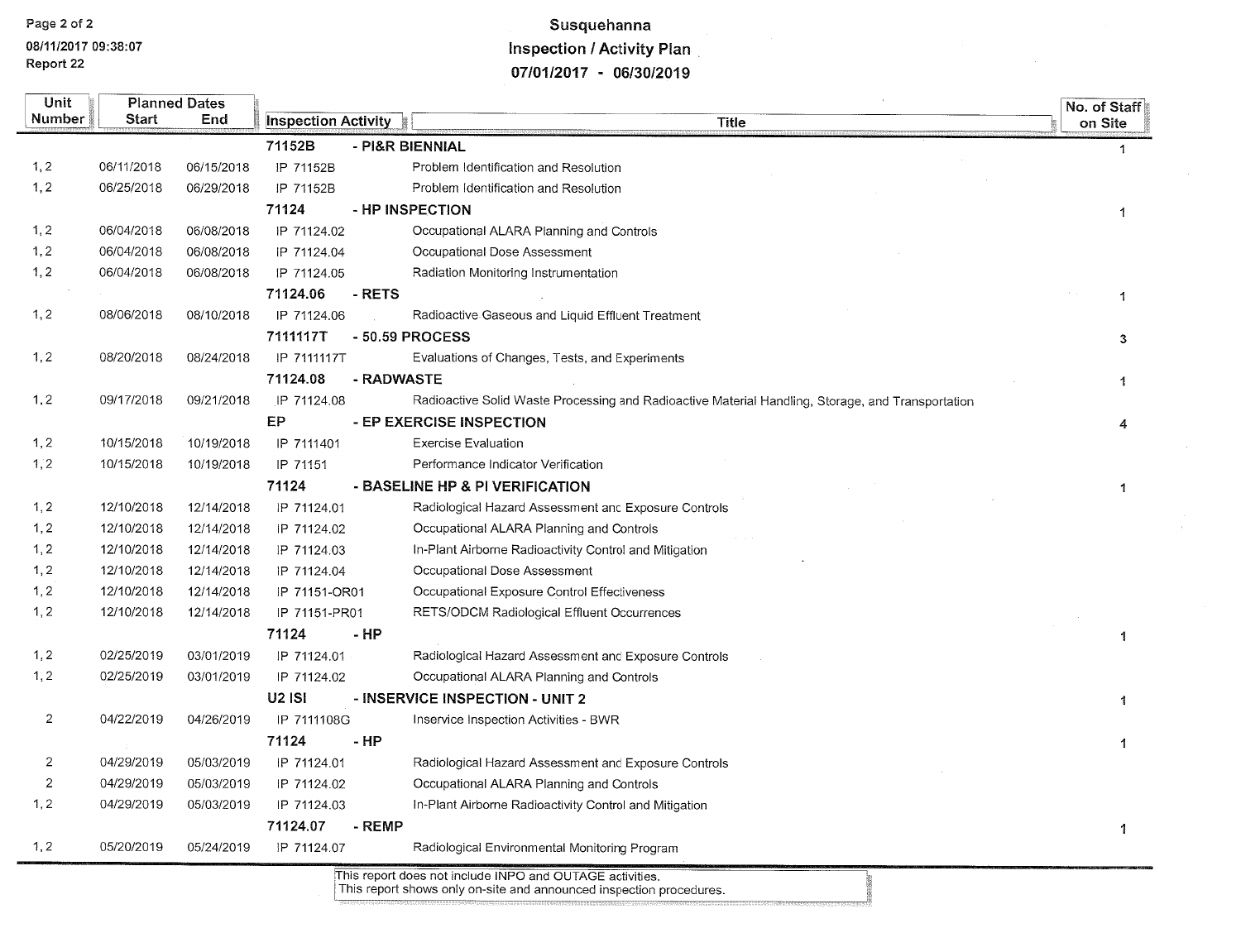# Susquehanna
## Inspection / Activity Plan
## 07/01/2017 - 06/30/2019

| Unit Number | Planned Dates Start | Planned Dates End | Inspection Activity | Title | No. of Staff on Site |
|---|---|---|---|---|---|
| | | | **71152B** | **- PI&R BIENNIAL** | 1 |
| 1, 2 | 06/11/2018 | 06/15/2018 | IP 71152B | Problem Identification and Resolution | |
| 1, 2 | 06/25/2018 | 06/29/2018 | IP 71152B | Problem Identification and Resolution | |
| | | | **71124** | **- HP INSPECTION** | 1 |
| 1, 2 | 06/04/2018 | 06/08/2018 | IP 71124.02 | Occupational ALARA Planning and Controls | |
| 1, 2 | 06/04/2018 | 06/08/2018 | IP 71124.04 | Occupational Dose Assessment | |
| 1, 2 | 06/04/2018 | 06/08/2018 | IP 71124.05 | Radiation Monitoring Instrumentation | |
| | | | **71124.06** | **- RETS** | 1 |
| 1, 2 | 08/06/2018 | 08/10/2018 | IP 71124.06 | Radioactive Gaseous and Liquid Effluent Treatment | |
| | | | **7111117T** | **- 50.59 PROCESS** | 3 |
| 1, 2 | 08/20/2018 | 08/24/2018 | IP 7111117T | Evaluations of Changes, Tests, and Experiments | |
| | | | **71124.08** | **- RADWASTE** | 1 |
| 1, 2 | 09/17/2018 | 09/21/2018 | IP 71124.08 | Radioactive Solid Waste Processing and Radioactive Material Handling, Storage, and Transportation | |
| | | | **EP** | **- EP EXERCISE INSPECTION** | 4 |
| 1, 2 | 10/15/2018 | 10/19/2018 | IP 7111401 | Exercise Evaluation | |
| 1, 2 | 10/15/2018 | 10/19/2018 | IP 71151 | Performance Indicator Verification | |
| | | | **71124** | **- BASELINE HP & PI VERIFICATION** | 1 |
| 1, 2 | 12/10/2018 | 12/14/2018 | IP 71124.01 | Radiological Hazard Assessment and Exposure Controls | |
| 1, 2 | 12/10/2018 | 12/14/2018 | IP 71124.02 | Occupational ALARA Planning and Controls | |
| 1, 2 | 12/10/2018 | 12/14/2018 | IP 71124.03 | In-Plant Airborne Radioactivity Control and Mitigation | |
| 1, 2 | 12/10/2018 | 12/14/2018 | IP 71124.04 | Occupational Dose Assessment | |
| 1, 2 | 12/10/2018 | 12/14/2018 | IP 71151-OR01 | Occupational Exposure Control Effectiveness | |
| 1, 2 | 12/10/2018 | 12/14/2018 | IP 71151-PR01 | RETS/ODCM Radiological Effluent Occurrences | |
| | | | **71124** | **- HP** | 1 |
| 1, 2 | 02/25/2019 | 03/01/2019 | IP 71124.01 | Radiological Hazard Assessment and Exposure Controls | |
| 1, 2 | 02/25/2019 | 03/01/2019 | IP 71124.02 | Occupational ALARA Planning and Controls | |
| | | | **U2 ISI** | **- INSERVICE INSPECTION - UNIT 2** | 1 |
| 2 | 04/22/2019 | 04/26/2019 | IP 7111108G | Inservice Inspection Activities - BWR | |
| | | | **71124** | **- HP** | 1 |
| 2 | 04/29/2019 | 05/03/2019 | IP 71124.01 | Radiological Hazard Assessment and Exposure Controls | |
| 2 | 04/29/2019 | 05/03/2019 | IP 71124.02 | Occupational ALARA Planning and Controls | |
| 1, 2 | 04/29/2019 | 05/03/2019 | IP 71124.03 | In-Plant Airborne Radioactivity Control and Mitigation | |
| | | | **71124.07** | **- REMP** | 1 |
| 1, 2 | 05/20/2019 | 05/24/2019 | IP 71124.07 | Radiological Environmental Monitoring Program | |

This report does not include INPO and OUTAGE activities.
This report shows only on-site and announced inspection procedures.